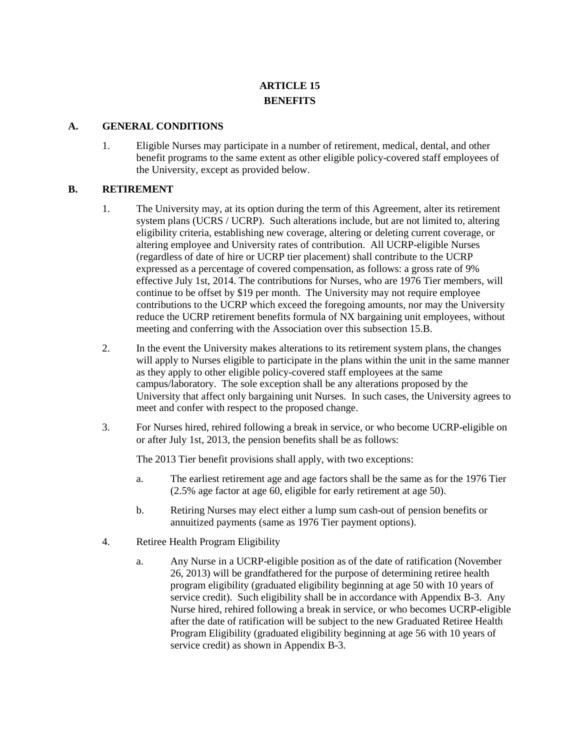# ARTICLE 15
# BENEFITS

## A. GENERAL CONDITIONS

1. Eligible Nurses may participate in a number of retirement, medical, dental, and other benefit programs to the same extent as other eligible policy-covered staff employees of the University, except as provided below.

## B. RETIREMENT

1. The University may, at its option during the term of this Agreement, alter its retirement system plans (UCRS / UCRP). Such alterations include, but are not limited to, altering eligibility criteria, establishing new coverage, altering or deleting current coverage, or altering employee and University rates of contribution. All UCRP-eligible Nurses (regardless of date of hire or UCRP tier placement) shall contribute to the UCRP expressed as a percentage of covered compensation, as follows: a gross rate of 9% effective July 1st, 2014. The contributions for Nurses, who are 1976 Tier members, will continue to be offset by $19 per month. The University may not require employee contributions to the UCRP which exceed the foregoing amounts, nor may the University reduce the UCRP retirement benefits formula of NX bargaining unit employees, without meeting and conferring with the Association over this subsection 15.B.

2. In the event the University makes alterations to its retirement system plans, the changes will apply to Nurses eligible to participate in the plans within the unit in the same manner as they apply to other eligible policy-covered staff employees at the same campus/laboratory. The sole exception shall be any alterations proposed by the University that affect only bargaining unit Nurses. In such cases, the University agrees to meet and confer with respect to the proposed change.

3. For Nurses hired, rehired following a break in service, or who become UCRP-eligible on or after July 1st, 2013, the pension benefits shall be as follows:

   The 2013 Tier benefit provisions shall apply, with two exceptions:

   a. The earliest retirement age and age factors shall be the same as for the 1976 Tier (2.5% age factor at age 60, eligible for early retirement at age 50).

   b. Retiring Nurses may elect either a lump sum cash-out of pension benefits or annuitized payments (same as 1976 Tier payment options).

4. Retiree Health Program Eligibility

   a. Any Nurse in a UCRP-eligible position as of the date of ratification (November 26, 2013) will be grandfathered for the purpose of determining retiree health program eligibility (graduated eligibility beginning at age 50 with 10 years of service credit). Such eligibility shall be in accordance with Appendix B-3. Any Nurse hired, rehired following a break in service, or who becomes UCRP-eligible after the date of ratification will be subject to the new Graduated Retiree Health Program Eligibility (graduated eligibility beginning at age 56 with 10 years of service credit) as shown in Appendix B-3.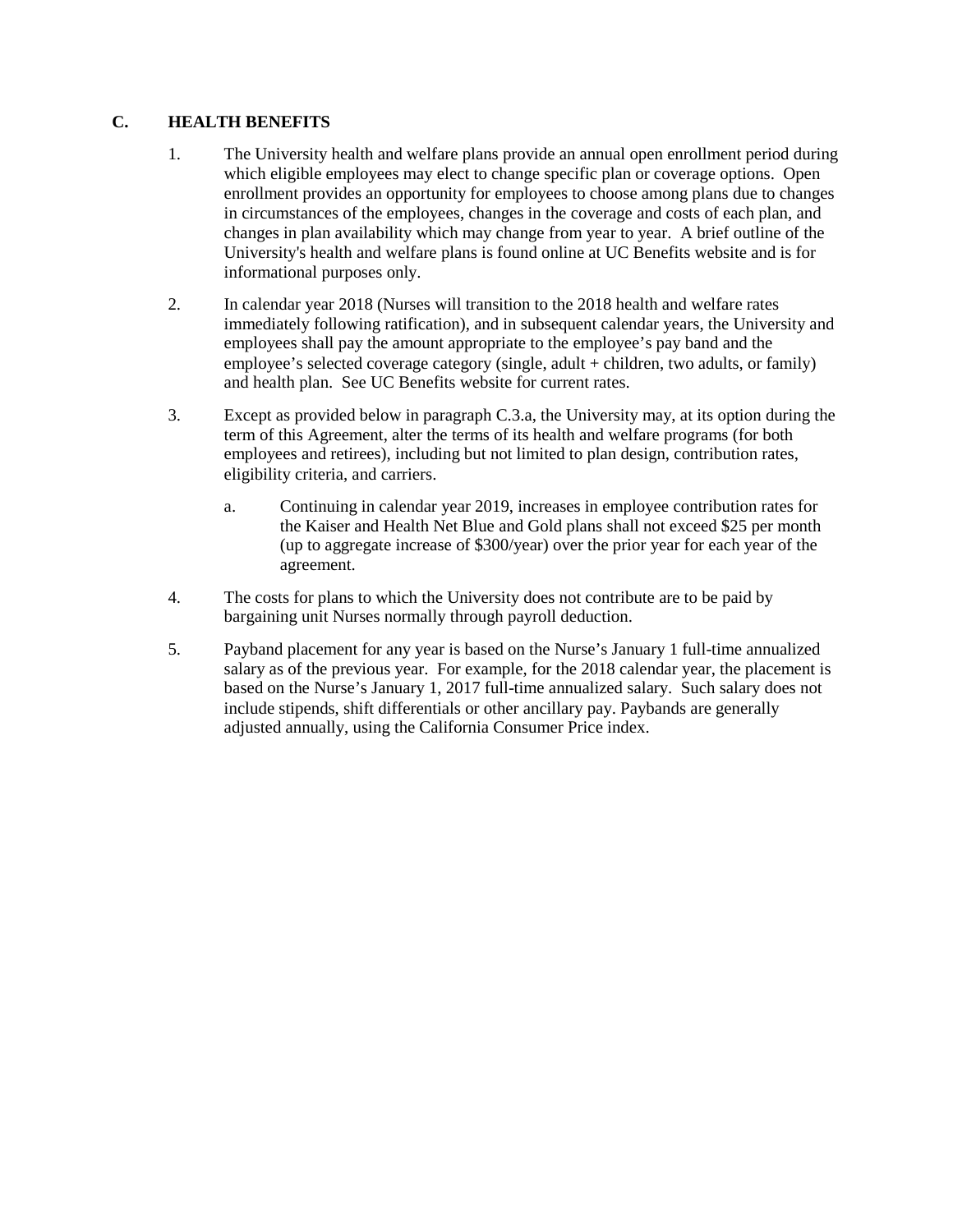## C. HEALTH BENEFITS

1. The University health and welfare plans provide an annual open enrollment period during which eligible employees may elect to change specific plan or coverage options. Open enrollment provides an opportunity for employees to choose among plans due to changes in circumstances of the employees, changes in the coverage and costs of each plan, and changes in plan availability which may change from year to year. A brief outline of the University's health and welfare plans is found online at UC Benefits website and is for informational purposes only.

2. In calendar year 2018 (Nurses will transition to the 2018 health and welfare rates immediately following ratification), and in subsequent calendar years, the University and employees shall pay the amount appropriate to the employee's pay band and the employee's selected coverage category (single, adult + children, two adults, or family) and health plan. See UC Benefits website for current rates.

3. Except as provided below in paragraph C.3.a, the University may, at its option during the term of this Agreement, alter the terms of its health and welfare programs (for both employees and retirees), including but not limited to plan design, contribution rates, eligibility criteria, and carriers.

   a. Continuing in calendar year 2019, increases in employee contribution rates for the Kaiser and Health Net Blue and Gold plans shall not exceed $25 per month (up to aggregate increase of $300/year) over the prior year for each year of the agreement.

4. The costs for plans to which the University does not contribute are to be paid by bargaining unit Nurses normally through payroll deduction.

5. Payband placement for any year is based on the Nurse's January 1 full-time annualized salary as of the previous year. For example, for the 2018 calendar year, the placement is based on the Nurse's January 1, 2017 full-time annualized salary. Such salary does not include stipends, shift differentials or other ancillary pay. Paybands are generally adjusted annually, using the California Consumer Price index.